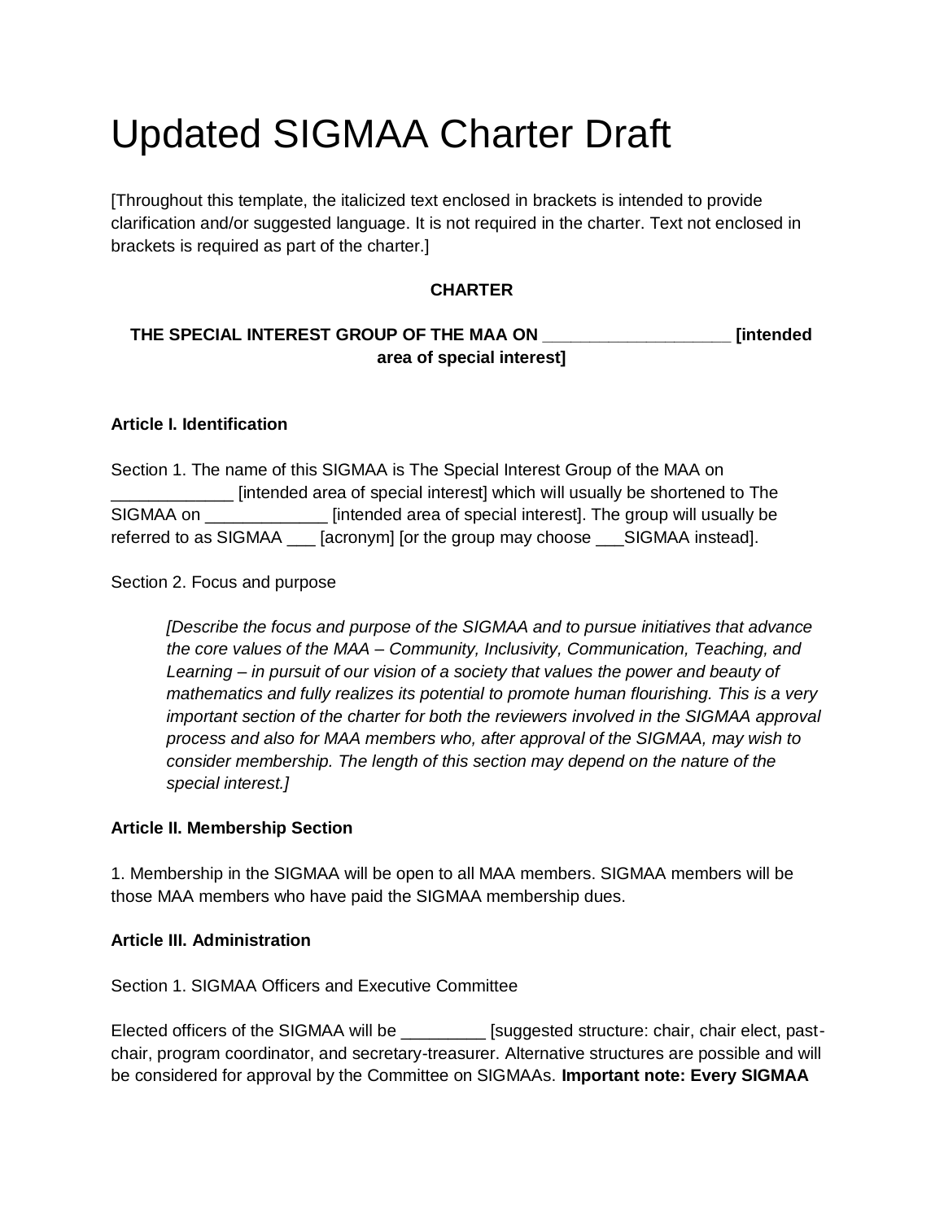# Updated SIGMAA Charter Draft

[Throughout this template, the italicized text enclosed in brackets is intended to provide clarification and/or suggested language. It is not required in the charter. Text not enclosed in brackets is required as part of the charter.]

**CHARTER**

**THE SPECIAL INTEREST GROUP OF THE MAA ON ____________________ [intended area of special interest]**

**Article I. Identification**

Section 1. The name of this SIGMAA is The Special Interest Group of the MAA on _____________ [intended area of special interest] which will usually be shortened to The SIGMAA on _____________ [intended area of special interest]. The group will usually be referred to as SIGMAA ___ [acronym] [or the group may choose ___SIGMAA instead].

Section 2. Focus and purpose

> *[Describe the focus and purpose of the SIGMAA and to pursue initiatives that advance the core values of the MAA – Community, Inclusivity, Communication, Teaching, and Learning – in pursuit of our vision of a society that values the power and beauty of mathematics and fully realizes its potential to promote human flourishing. This is a very important section of the charter for both the reviewers involved in the SIGMAA approval process and also for MAA members who, after approval of the SIGMAA, may wish to consider membership. The length of this section may depend on the nature of the special interest.]*

**Article II. Membership Section**

1. Membership in the SIGMAA will be open to all MAA members. SIGMAA members will be those MAA members who have paid the SIGMAA membership dues.

**Article III. Administration**

Section 1. SIGMAA Officers and Executive Committee

Elected officers of the SIGMAA will be _________ [suggested structure: chair, chair elect, past-chair, program coordinator, and secretary-treasurer. Alternative structures are possible and will be considered for approval by the Committee on SIGMAAs. **Important note: Every SIGMAA**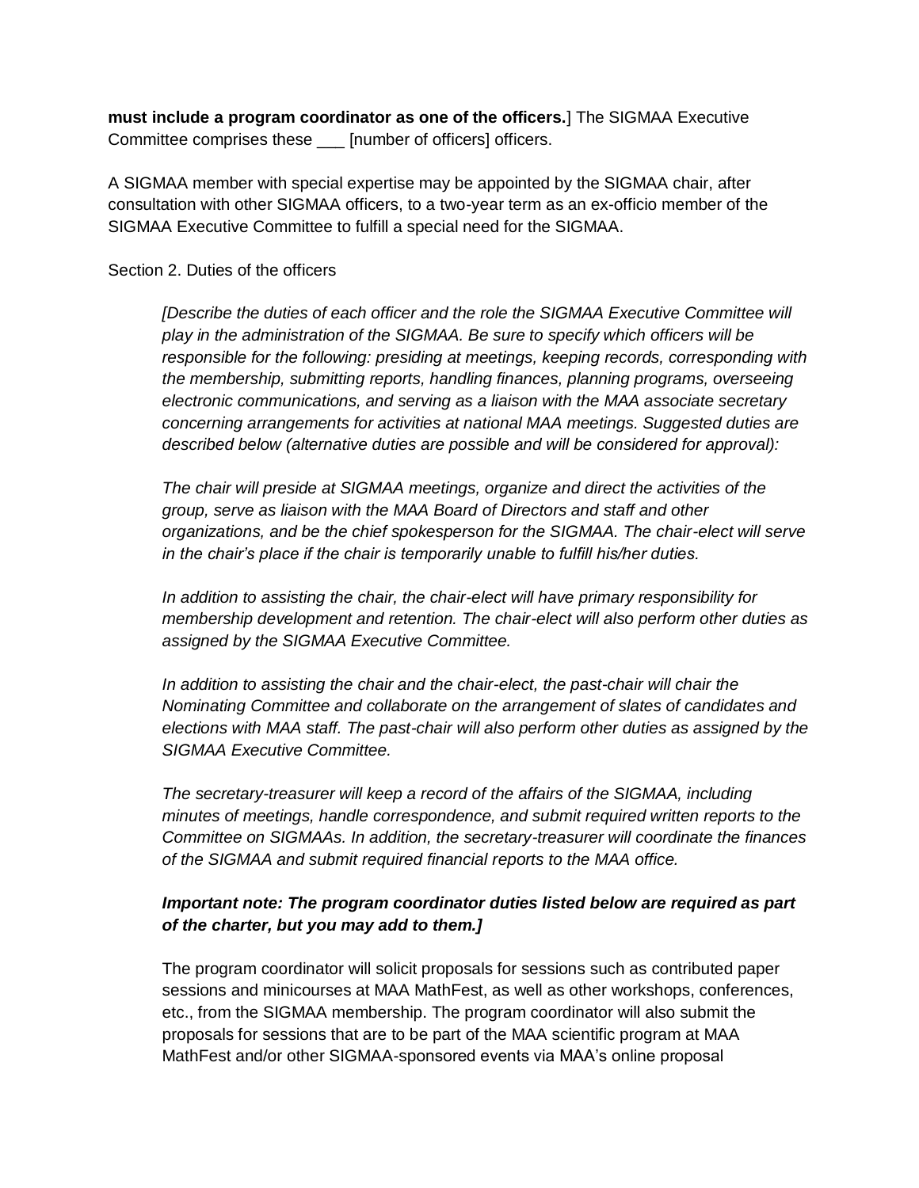**must include a program coordinator as one of the officers.**] The SIGMAA Executive Committee comprises these ___ [number of officers] officers.

A SIGMAA member with special expertise may be appointed by the SIGMAA chair, after consultation with other SIGMAA officers, to a two-year term as an ex-officio member of the SIGMAA Executive Committee to fulfill a special need for the SIGMAA.

Section 2. Duties of the officers

*[Describe the duties of each officer and the role the SIGMAA Executive Committee will play in the administration of the SIGMAA. Be sure to specify which officers will be responsible for the following: presiding at meetings, keeping records, corresponding with the membership, submitting reports, handling finances, planning programs, overseeing electronic communications, and serving as a liaison with the MAA associate secretary concerning arrangements for activities at national MAA meetings. Suggested duties are described below (alternative duties are possible and will be considered for approval):*

*The chair will preside at SIGMAA meetings, organize and direct the activities of the group, serve as liaison with the MAA Board of Directors and staff and other organizations, and be the chief spokesperson for the SIGMAA. The chair-elect will serve in the chair's place if the chair is temporarily unable to fulfill his/her duties.*

*In addition to assisting the chair, the chair-elect will have primary responsibility for membership development and retention. The chair-elect will also perform other duties as assigned by the SIGMAA Executive Committee.*

*In addition to assisting the chair and the chair-elect, the past-chair will chair the Nominating Committee and collaborate on the arrangement of slates of candidates and elections with MAA staff. The past-chair will also perform other duties as assigned by the SIGMAA Executive Committee.*

*The secretary-treasurer will keep a record of the affairs of the SIGMAA, including minutes of meetings, handle correspondence, and submit required written reports to the Committee on SIGMAAs. In addition, the secretary-treasurer will coordinate the finances of the SIGMAA and submit required financial reports to the MAA office.*

***Important note: The program coordinator duties listed below are required as part of the charter, but you may add to them.]***

The program coordinator will solicit proposals for sessions such as contributed paper sessions and minicourses at MAA MathFest, as well as other workshops, conferences, etc., from the SIGMAA membership. The program coordinator will also submit the proposals for sessions that are to be part of the MAA scientific program at MAA MathFest and/or other SIGMAA-sponsored events via MAA's online proposal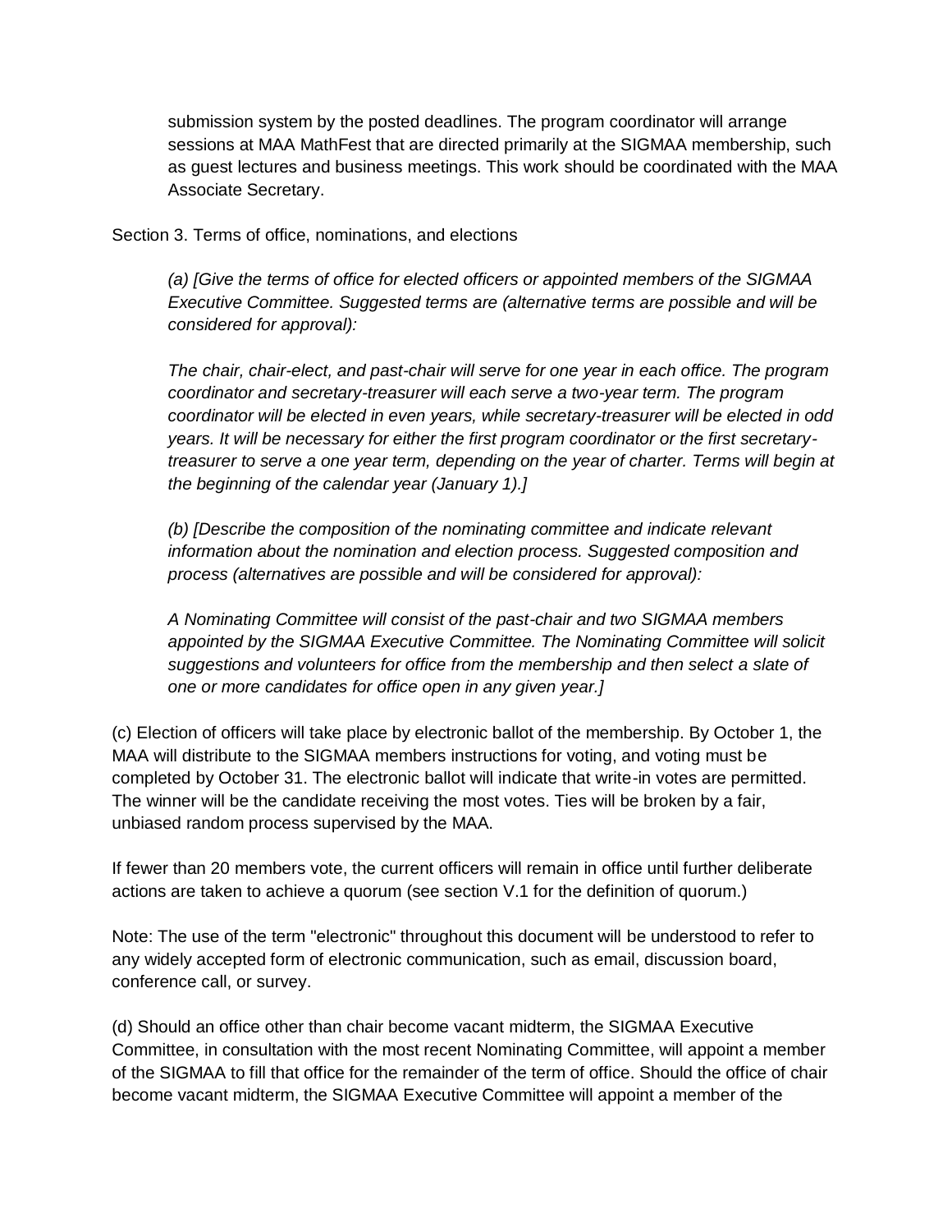submission system by the posted deadlines. The program coordinator will arrange sessions at MAA MathFest that are directed primarily at the SIGMAA membership, such as guest lectures and business meetings. This work should be coordinated with the MAA Associate Secretary.

Section 3. Terms of office, nominations, and elections

*(a) [Give the terms of office for elected officers or appointed members of the SIGMAA Executive Committee. Suggested terms are (alternative terms are possible and will be considered for approval):*

*The chair, chair-elect, and past-chair will serve for one year in each office. The program coordinator and secretary-treasurer will each serve a two-year term. The program coordinator will be elected in even years, while secretary-treasurer will be elected in odd years. It will be necessary for either the first program coordinator or the first secretary-treasurer to serve a one year term, depending on the year of charter. Terms will begin at the beginning of the calendar year (January 1).]*

*(b) [Describe the composition of the nominating committee and indicate relevant information about the nomination and election process. Suggested composition and process (alternatives are possible and will be considered for approval):*

*A Nominating Committee will consist of the past-chair and two SIGMAA members appointed by the SIGMAA Executive Committee. The Nominating Committee will solicit suggestions and volunteers for office from the membership and then select a slate of one or more candidates for office open in any given year.]*

(c) Election of officers will take place by electronic ballot of the membership. By October 1, the MAA will distribute to the SIGMAA members instructions for voting, and voting must be completed by October 31. The electronic ballot will indicate that write-in votes are permitted. The winner will be the candidate receiving the most votes. Ties will be broken by a fair, unbiased random process supervised by the MAA.

If fewer than 20 members vote, the current officers will remain in office until further deliberate actions are taken to achieve a quorum (see section V.1 for the definition of quorum.)

Note: The use of the term "electronic" throughout this document will be understood to refer to any widely accepted form of electronic communication, such as email, discussion board, conference call, or survey.

(d) Should an office other than chair become vacant midterm, the SIGMAA Executive Committee, in consultation with the most recent Nominating Committee, will appoint a member of the SIGMAA to fill that office for the remainder of the term of office. Should the office of chair become vacant midterm, the SIGMAA Executive Committee will appoint a member of the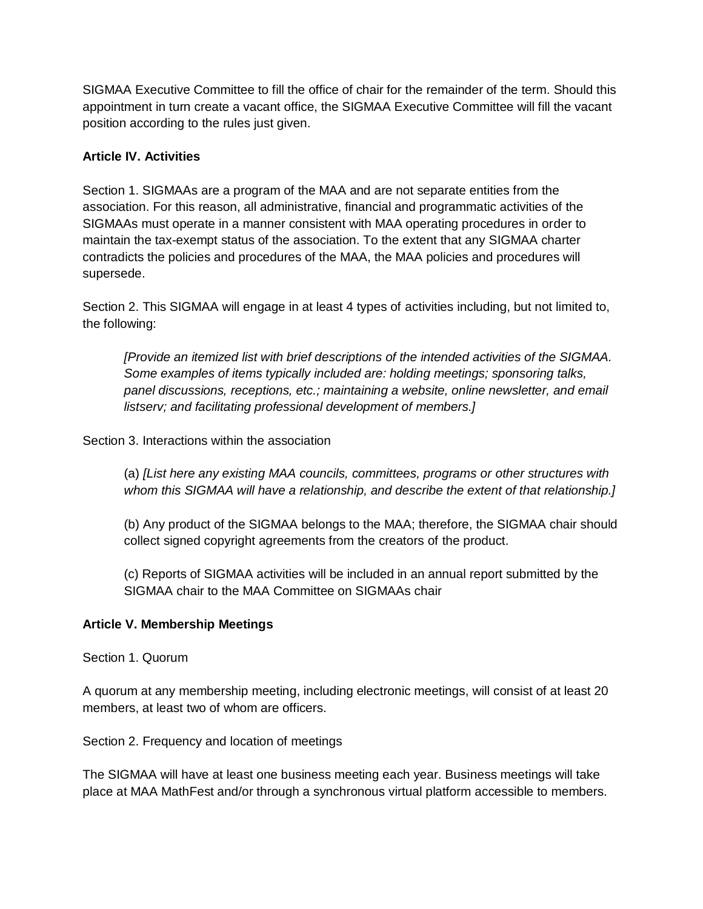SIGMAA Executive Committee to fill the office of chair for the remainder of the term. Should this appointment in turn create a vacant office, the SIGMAA Executive Committee will fill the vacant position according to the rules just given.

**Article IV. Activities**

Section 1. SIGMAAs are a program of the MAA and are not separate entities from the association. For this reason, all administrative, financial and programmatic activities of the SIGMAAs must operate in a manner consistent with MAA operating procedures in order to maintain the tax-exempt status of the association. To the extent that any SIGMAA charter contradicts the policies and procedures of the MAA, the MAA policies and procedures will supersede.

Section 2. This SIGMAA will engage in at least 4 types of activities including, but not limited to, the following:

> *[Provide an itemized list with brief descriptions of the intended activities of the SIGMAA. Some examples of items typically included are: holding meetings; sponsoring talks, panel discussions, receptions, etc.; maintaining a website, online newsletter, and email listserv; and facilitating professional development of members.]*

Section 3. Interactions within the association

> (a) *[List here any existing MAA councils, committees, programs or other structures with whom this SIGMAA will have a relationship, and describe the extent of that relationship.]*
>
> (b) Any product of the SIGMAA belongs to the MAA; therefore, the SIGMAA chair should collect signed copyright agreements from the creators of the product.
>
> (c) Reports of SIGMAA activities will be included in an annual report submitted by the SIGMAA chair to the MAA Committee on SIGMAAs chair

**Article V. Membership Meetings**

Section 1. Quorum

A quorum at any membership meeting, including electronic meetings, will consist of at least 20 members, at least two of whom are officers.

Section 2. Frequency and location of meetings

The SIGMAA will have at least one business meeting each year. Business meetings will take place at MAA MathFest and/or through a synchronous virtual platform accessible to members.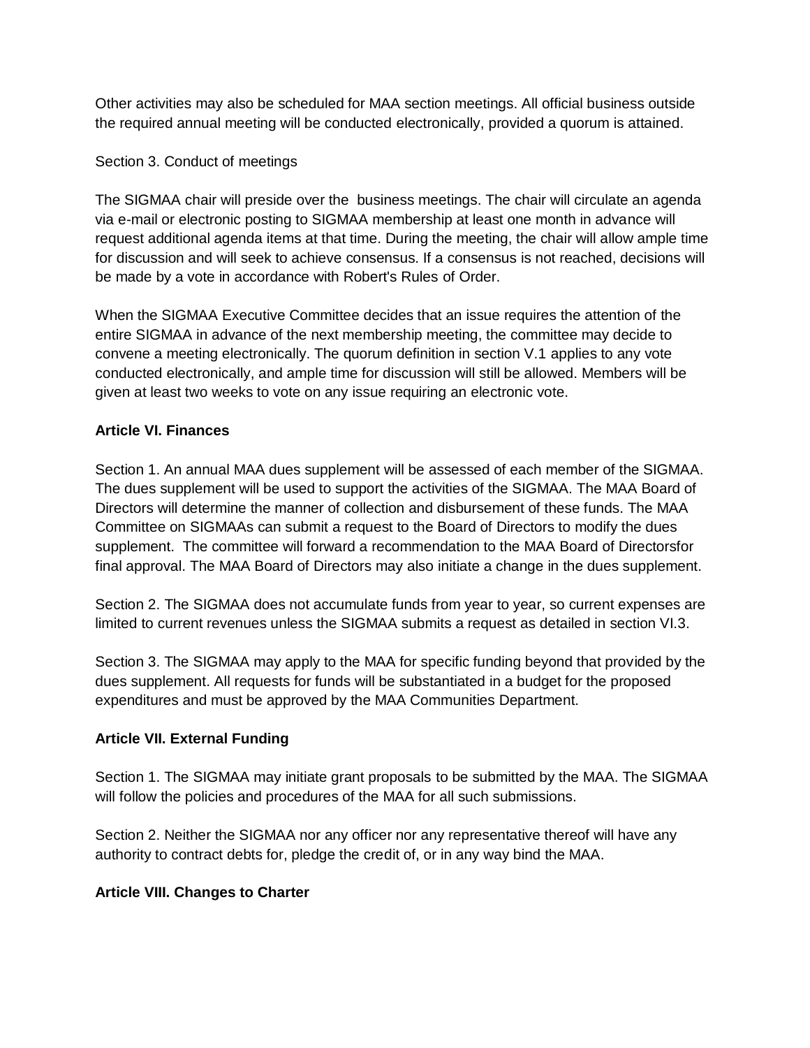Other activities may also be scheduled for MAA section meetings. All official business outside the required annual meeting will be conducted electronically, provided a quorum is attained.

Section 3. Conduct of meetings

The SIGMAA chair will preside over the business meetings. The chair will circulate an agenda via e-mail or electronic posting to SIGMAA membership at least one month in advance will request additional agenda items at that time. During the meeting, the chair will allow ample time for discussion and will seek to achieve consensus. If a consensus is not reached, decisions will be made by a vote in accordance with Robert's Rules of Order.

When the SIGMAA Executive Committee decides that an issue requires the attention of the entire SIGMAA in advance of the next membership meeting, the committee may decide to convene a meeting electronically. The quorum definition in section V.1 applies to any vote conducted electronically, and ample time for discussion will still be allowed. Members will be given at least two weeks to vote on any issue requiring an electronic vote.

**Article VI. Finances**

Section 1. An annual MAA dues supplement will be assessed of each member of the SIGMAA. The dues supplement will be used to support the activities of the SIGMAA. The MAA Board of Directors will determine the manner of collection and disbursement of these funds. The MAA Committee on SIGMAAs can submit a request to the Board of Directors to modify the dues supplement. The committee will forward a recommendation to the MAA Board of Directorsfor final approval. The MAA Board of Directors may also initiate a change in the dues supplement.

Section 2. The SIGMAA does not accumulate funds from year to year, so current expenses are limited to current revenues unless the SIGMAA submits a request as detailed in section VI.3.

Section 3. The SIGMAA may apply to the MAA for specific funding beyond that provided by the dues supplement. All requests for funds will be substantiated in a budget for the proposed expenditures and must be approved by the MAA Communities Department.

**Article VII. External Funding**

Section 1. The SIGMAA may initiate grant proposals to be submitted by the MAA. The SIGMAA will follow the policies and procedures of the MAA for all such submissions.

Section 2. Neither the SIGMAA nor any officer nor any representative thereof will have any authority to contract debts for, pledge the credit of, or in any way bind the MAA.

**Article VIII. Changes to Charter**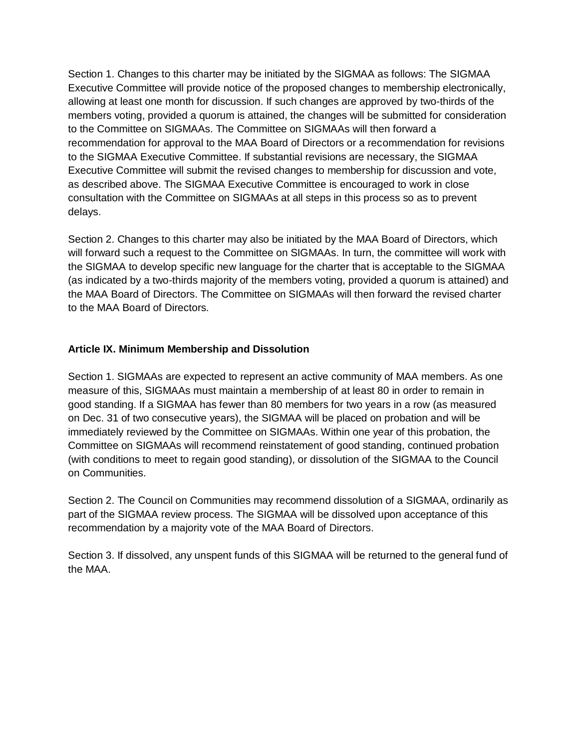Section 1. Changes to this charter may be initiated by the SIGMAA as follows: The SIGMAA Executive Committee will provide notice of the proposed changes to membership electronically, allowing at least one month for discussion. If such changes are approved by two-thirds of the members voting, provided a quorum is attained, the changes will be submitted for consideration to the Committee on SIGMAAs. The Committee on SIGMAAs will then forward a recommendation for approval to the MAA Board of Directors or a recommendation for revisions to the SIGMAA Executive Committee. If substantial revisions are necessary, the SIGMAA Executive Committee will submit the revised changes to membership for discussion and vote, as described above. The SIGMAA Executive Committee is encouraged to work in close consultation with the Committee on SIGMAAs at all steps in this process so as to prevent delays.

Section 2. Changes to this charter may also be initiated by the MAA Board of Directors, which will forward such a request to the Committee on SIGMAAs. In turn, the committee will work with the SIGMAA to develop specific new language for the charter that is acceptable to the SIGMAA (as indicated by a two-thirds majority of the members voting, provided a quorum is attained) and the MAA Board of Directors. The Committee on SIGMAAs will then forward the revised charter to the MAA Board of Directors.

**Article IX. Minimum Membership and Dissolution**

Section 1. SIGMAAs are expected to represent an active community of MAA members. As one measure of this, SIGMAAs must maintain a membership of at least 80 in order to remain in good standing. If a SIGMAA has fewer than 80 members for two years in a row (as measured on Dec. 31 of two consecutive years), the SIGMAA will be placed on probation and will be immediately reviewed by the Committee on SIGMAAs. Within one year of this probation, the Committee on SIGMAAs will recommend reinstatement of good standing, continued probation (with conditions to meet to regain good standing), or dissolution of the SIGMAA to the Council on Communities.

Section 2. The Council on Communities may recommend dissolution of a SIGMAA, ordinarily as part of the SIGMAA review process. The SIGMAA will be dissolved upon acceptance of this recommendation by a majority vote of the MAA Board of Directors.

Section 3. If dissolved, any unspent funds of this SIGMAA will be returned to the general fund of the MAA.